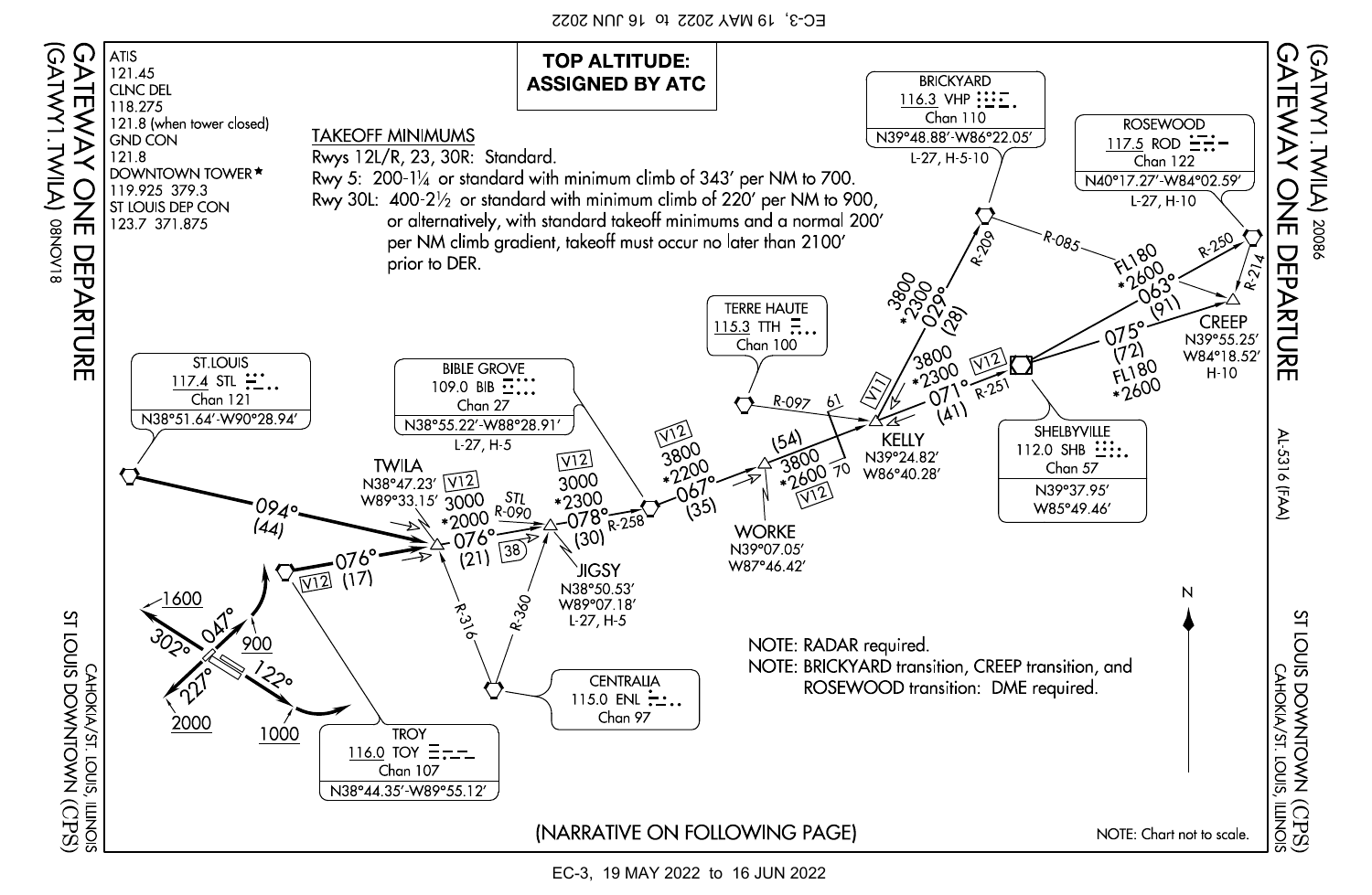# GATEWAY ONE DEPARTURE (GATWY1.TWILA) 20086

ST LOUIS DOWNTOWN (CPS)
CAHOKIA/ST. LOUIS, ILLINOIS

ATIS
121.45
CLNC DEL
118.275
121.8 (when tower closed)
GND CON
121.8
DOWNTOWN TOWER★
119.925 379.3
ST LOUIS DEP CON
123.7 371.875

**TOP ALTITUDE: ASSIGNED BY ATC**

TAKEOFF MINIMUMS
Rwys 12L/R, 23, 30R: Standard.
Rwy 5: 200-1¼ or standard with minimum climb of 343' per NM to 700.
Rwy 30L: 400-2½ or standard with minimum climb of 220' per NM to 900, or alternatively, with standard takeoff minimums and a normal 200' per NM climb gradient, takeoff must occur no later than 2100' prior to DER.

BRICKYARD
116.3 VHP
Chan 110
N39°48.88'-W86°22.05'
L-27, H-5-10

ROSEWOOD
117.5 ROD
Chan 122
N40°17.27'-W84°02.59'
L-27, H-10

CREEP
N39°55.25'
W84°18.52'
H-10

TERRE HAUTE
115.3 TTH
Chan 100

SHELBYVILLE
112.0 SHB
Chan 57
N39°37.95'
W85°49.46'

KELLY
N39°24.82'
W86°40.28'

WORKE
N39°07.05'
W87°46.42'

ST.LOUIS
117.4 STL
Chan 121
N38°51.64'-W90°28.94'

BIBLE GROVE
109.0 BIB
Chan 27
N38°55.22'-W88°28.91'
L-27, H-5

TWILA
N38°47.23'
W89°33.15'

JIGSY
N38°50.53'
W89°07.18'
L-27, H-5

CENTRALIA
115.0 ENL
Chan 97

TROY
116.0 TOY
Chan 107
N38°44.35'-W89°55.12'

NOTE: RADAR required.
NOTE: BRICKYARD transition, CREEP transition, and ROSEWOOD transition: DME required.

(NARRATIVE ON FOLLOWING PAGE)

NOTE: Chart not to scale.

AL-5316 (FAA)

08NOV18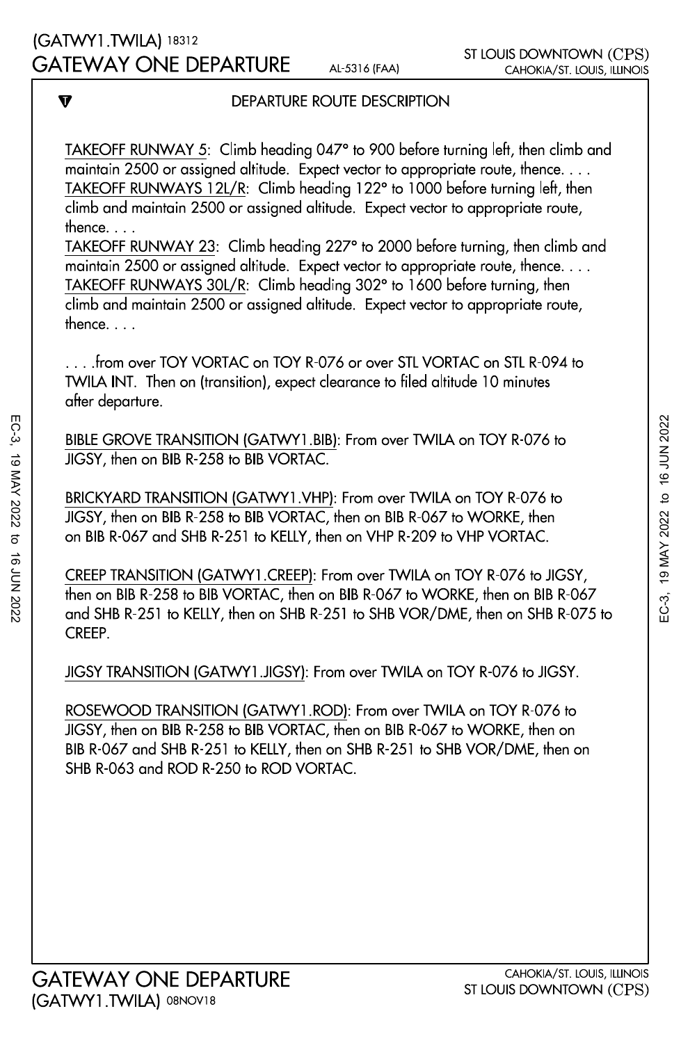# (GATWY1.TWILA) 18312
# GATEWAY ONE DEPARTURE

AL-5316 (FAA)

ST LOUIS DOWNTOWN (CPS)
CAHOKIA/ST. LOUIS, ILLINOIS

## DEPARTURE ROUTE DESCRIPTION

TAKEOFF RUNWAY 5: Climb heading 047° to 900 before turning left, then climb and maintain 2500 or assigned altitude. Expect vector to appropriate route, thence. . . .
TAKEOFF RUNWAYS 12L/R: Climb heading 122° to 1000 before turning left, then climb and maintain 2500 or assigned altitude. Expect vector to appropriate route, thence. . . .
TAKEOFF RUNWAY 23: Climb heading 227° to 2000 before turning, then climb and maintain 2500 or assigned altitude. Expect vector to appropriate route, thence. . . .
TAKEOFF RUNWAYS 30L/R: Climb heading 302° to 1600 before turning, then climb and maintain 2500 or assigned altitude. Expect vector to appropriate route, thence. . . .

. . . .from over TOY VORTAC on TOY R-076 or over STL VORTAC on STL R-094 to TWILA INT. Then on (transition), expect clearance to filed altitude 10 minutes after departure.

BIBLE GROVE TRANSITION (GATWY1.BIB): From over TWILA on TOY R-076 to JIGSY, then on BIB R-258 to BIB VORTAC.

BRICKYARD TRANSITION (GATWY1.VHP): From over TWILA on TOY R-076 to JIGSY, then on BIB R-258 to BIB VORTAC, then on BIB R-067 to WORKE, then on BIB R-067 and SHB R-251 to KELLY, then on VHP R-209 to VHP VORTAC.

CREEP TRANSITION (GATWY1.CREEP): From over TWILA on TOY R-076 to JIGSY, then on BIB R-258 to BIB VORTAC, then on BIB R-067 to WORKE, then on BIB R-067 and SHB R-251 to KELLY, then on SHB R-251 to SHB VOR/DME, then on SHB R-075 to CREEP.

JIGSY TRANSITION (GATWY1.JIGSY): From over TWILA on TOY R-076 to JIGSY.

ROSEWOOD TRANSITION (GATWY1.ROD): From over TWILA on TOY R-076 to JIGSY, then on BIB R-258 to BIB VORTAC, then on BIB R-067 to WORKE, then on BIB R-067 and SHB R-251 to KELLY, then on SHB R-251 to SHB VOR/DME, then on SHB R-063 and ROD R-250 to ROD VORTAC.

GATEWAY ONE DEPARTURE
(GATWY1.TWILA) 08NOV18

CAHOKIA/ST. LOUIS, ILLINOIS
ST LOUIS DOWNTOWN (CPS)